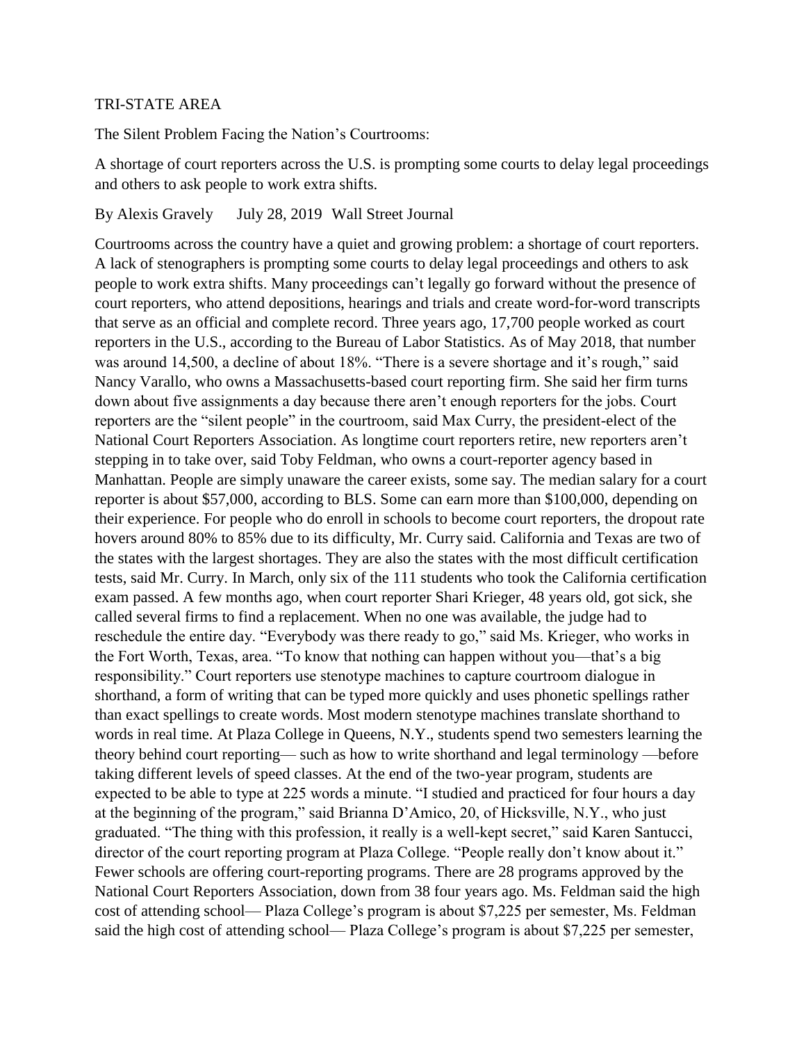TRI-STATE AREA

# The Silent Problem Facing the Nation's Courtrooms:

A shortage of court reporters across the U.S. is prompting some courts to delay legal proceedings and others to ask people to work extra shifts.

By Alexis Gravely July 28, 2019 Wall Street Journal

Courtrooms across the country have a quiet and growing problem: a shortage of court reporters. A lack of stenographers is prompting some courts to delay legal proceedings and others to ask people to work extra shifts. Many proceedings can't legally go forward without the presence of court reporters, who attend depositions, hearings and trials and create word-for-word transcripts that serve as an official and complete record. Three years ago, 17,700 people worked as court reporters in the U.S., according to the Bureau of Labor Statistics. As of May 2018, that number was around 14,500, a decline of about 18%. "There is a severe shortage and it's rough," said Nancy Varallo, who owns a Massachusetts-based court reporting firm. She said her firm turns down about five assignments a day because there aren't enough reporters for the jobs. Court reporters are the "silent people" in the courtroom, said Max Curry, the president-elect of the National Court Reporters Association. As longtime court reporters retire, new reporters aren't stepping in to take over, said Toby Feldman, who owns a court-reporter agency based in Manhattan. People are simply unaware the career exists, some say. The median salary for a court reporter is about $57,000, according to BLS. Some can earn more than $100,000, depending on their experience. For people who do enroll in schools to become court reporters, the dropout rate hovers around 80% to 85% due to its difficulty, Mr. Curry said. California and Texas are two of the states with the largest shortages. They are also the states with the most difficult certification tests, said Mr. Curry. In March, only six of the 111 students who took the California certification exam passed. A few months ago, when court reporter Shari Krieger, 48 years old, got sick, she called several firms to find a replacement. When no one was available, the judge had to reschedule the entire day. "Everybody was there ready to go," said Ms. Krieger, who works in the Fort Worth, Texas, area. "To know that nothing can happen without you—that's a big responsibility." Court reporters use stenotype machines to capture courtroom dialogue in shorthand, a form of writing that can be typed more quickly and uses phonetic spellings rather than exact spellings to create words. Most modern stenotype machines translate shorthand to words in real time. At Plaza College in Queens, N.Y., students spend two semesters learning the theory behind court reporting— such as how to write shorthand and legal terminology —before taking different levels of speed classes. At the end of the two-year program, students are expected to be able to type at 225 words a minute. "I studied and practiced for four hours a day at the beginning of the program," said Brianna D'Amico, 20, of Hicksville, N.Y., who just graduated. "The thing with this profession, it really is a well-kept secret," said Karen Santucci, director of the court reporting program at Plaza College. "People really don't know about it." Fewer schools are offering court-reporting programs. There are 28 programs approved by the National Court Reporters Association, down from 38 four years ago. Ms. Feldman said the high cost of attending school— Plaza College's program is about $7,225 per semester, Ms. Feldman said the high cost of attending school— Plaza College's program is about $7,225 per semester,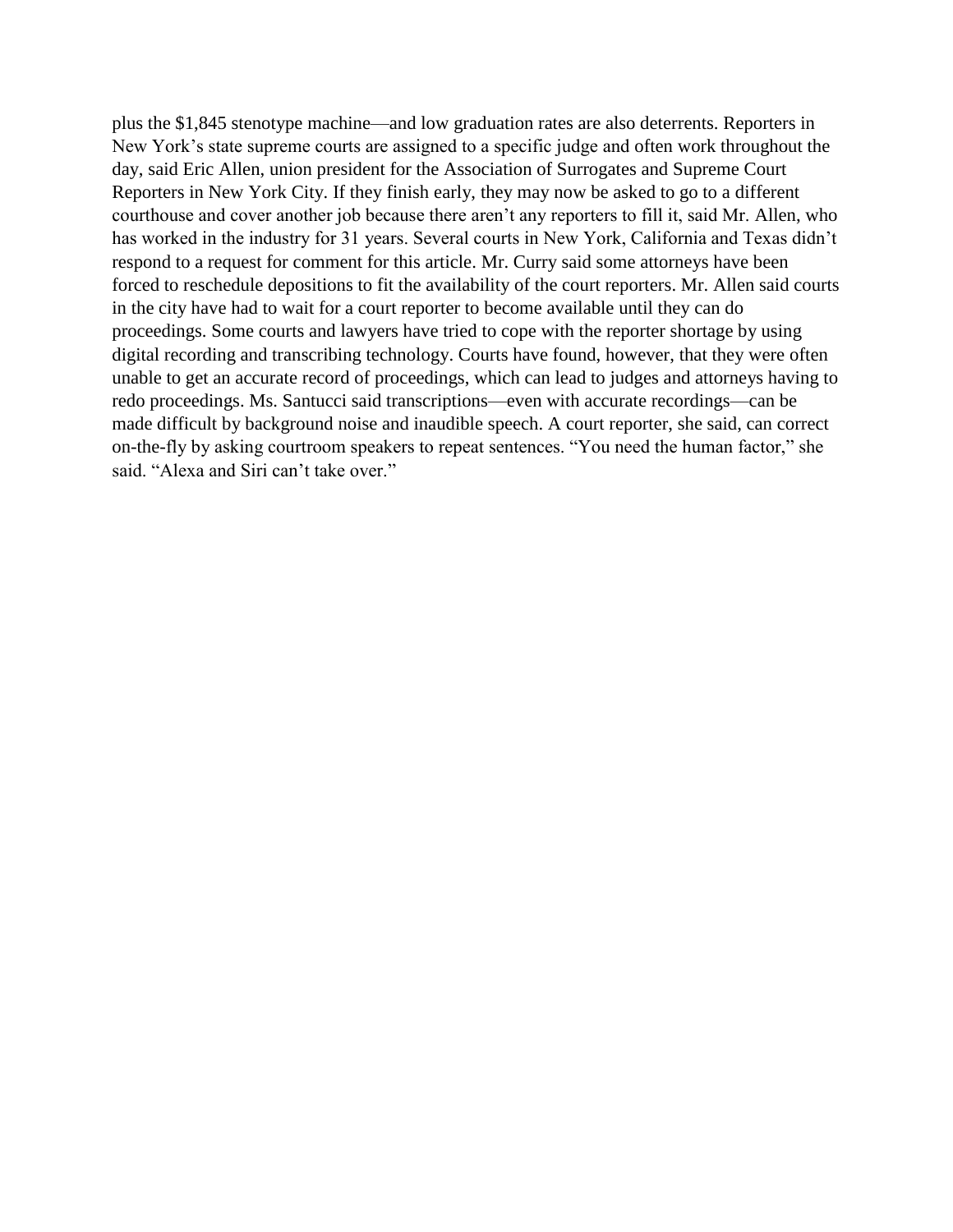plus the $1,845 stenotype machine—and low graduation rates are also deterrents. Reporters in New York's state supreme courts are assigned to a specific judge and often work throughout the day, said Eric Allen, union president for the Association of Surrogates and Supreme Court Reporters in New York City. If they finish early, they may now be asked to go to a different courthouse and cover another job because there aren't any reporters to fill it, said Mr. Allen, who has worked in the industry for 31 years. Several courts in New York, California and Texas didn't respond to a request for comment for this article. Mr. Curry said some attorneys have been forced to reschedule depositions to fit the availability of the court reporters. Mr. Allen said courts in the city have had to wait for a court reporter to become available until they can do proceedings. Some courts and lawyers have tried to cope with the reporter shortage by using digital recording and transcribing technology. Courts have found, however, that they were often unable to get an accurate record of proceedings, which can lead to judges and attorneys having to redo proceedings. Ms. Santucci said transcriptions—even with accurate recordings—can be made difficult by background noise and inaudible speech. A court reporter, she said, can correct on-the-fly by asking courtroom speakers to repeat sentences. "You need the human factor," she said. "Alexa and Siri can't take over."